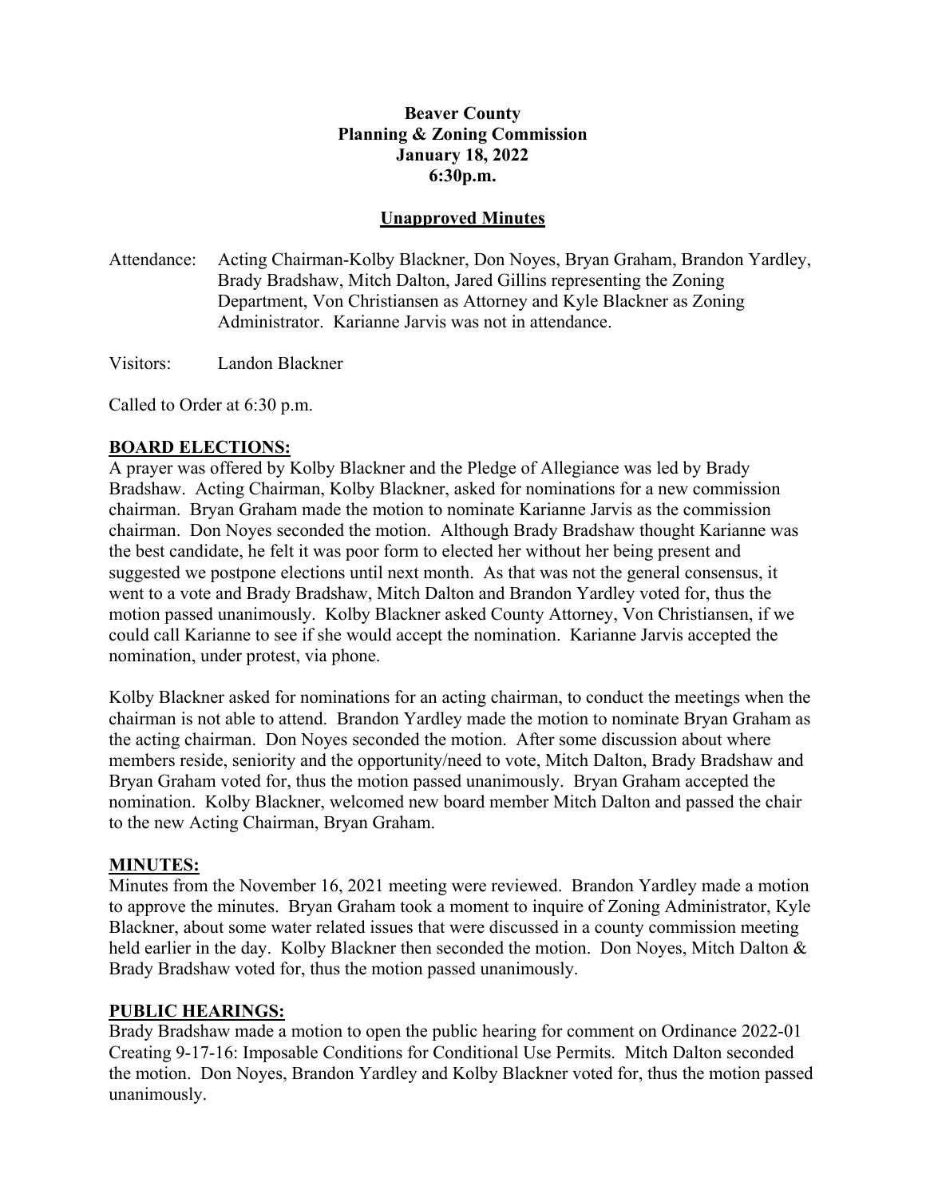**Beaver County**
**Planning & Zoning Commission**
**January 18, 2022**
**6:30p.m.**

**Unapproved Minutes**

Attendance: Acting Chairman-Kolby Blackner, Don Noyes, Bryan Graham, Brandon Yardley, Brady Bradshaw, Mitch Dalton, Jared Gillins representing the Zoning Department, Von Christiansen as Attorney and Kyle Blackner as Zoning Administrator. Karianne Jarvis was not in attendance.

Visitors: Landon Blackner

Called to Order at 6:30 p.m.

## BOARD ELECTIONS:

A prayer was offered by Kolby Blackner and the Pledge of Allegiance was led by Brady Bradshaw. Acting Chairman, Kolby Blackner, asked for nominations for a new commission chairman. Bryan Graham made the motion to nominate Karianne Jarvis as the commission chairman. Don Noyes seconded the motion. Although Brady Bradshaw thought Karianne was the best candidate, he felt it was poor form to elected her without her being present and suggested we postpone elections until next month. As that was not the general consensus, it went to a vote and Brady Bradshaw, Mitch Dalton and Brandon Yardley voted for, thus the motion passed unanimously. Kolby Blackner asked County Attorney, Von Christiansen, if we could call Karianne to see if she would accept the nomination. Karianne Jarvis accepted the nomination, under protest, via phone.

Kolby Blackner asked for nominations for an acting chairman, to conduct the meetings when the chairman is not able to attend. Brandon Yardley made the motion to nominate Bryan Graham as the acting chairman. Don Noyes seconded the motion. After some discussion about where members reside, seniority and the opportunity/need to vote, Mitch Dalton, Brady Bradshaw and Bryan Graham voted for, thus the motion passed unanimously. Bryan Graham accepted the nomination. Kolby Blackner, welcomed new board member Mitch Dalton and passed the chair to the new Acting Chairman, Bryan Graham.

## MINUTES:

Minutes from the November 16, 2021 meeting were reviewed. Brandon Yardley made a motion to approve the minutes. Bryan Graham took a moment to inquire of Zoning Administrator, Kyle Blackner, about some water related issues that were discussed in a county commission meeting held earlier in the day. Kolby Blackner then seconded the motion. Don Noyes, Mitch Dalton & Brady Bradshaw voted for, thus the motion passed unanimously.

## PUBLIC HEARINGS:

Brady Bradshaw made a motion to open the public hearing for comment on Ordinance 2022-01 Creating 9-17-16: Imposable Conditions for Conditional Use Permits. Mitch Dalton seconded the motion. Don Noyes, Brandon Yardley and Kolby Blackner voted for, thus the motion passed unanimously.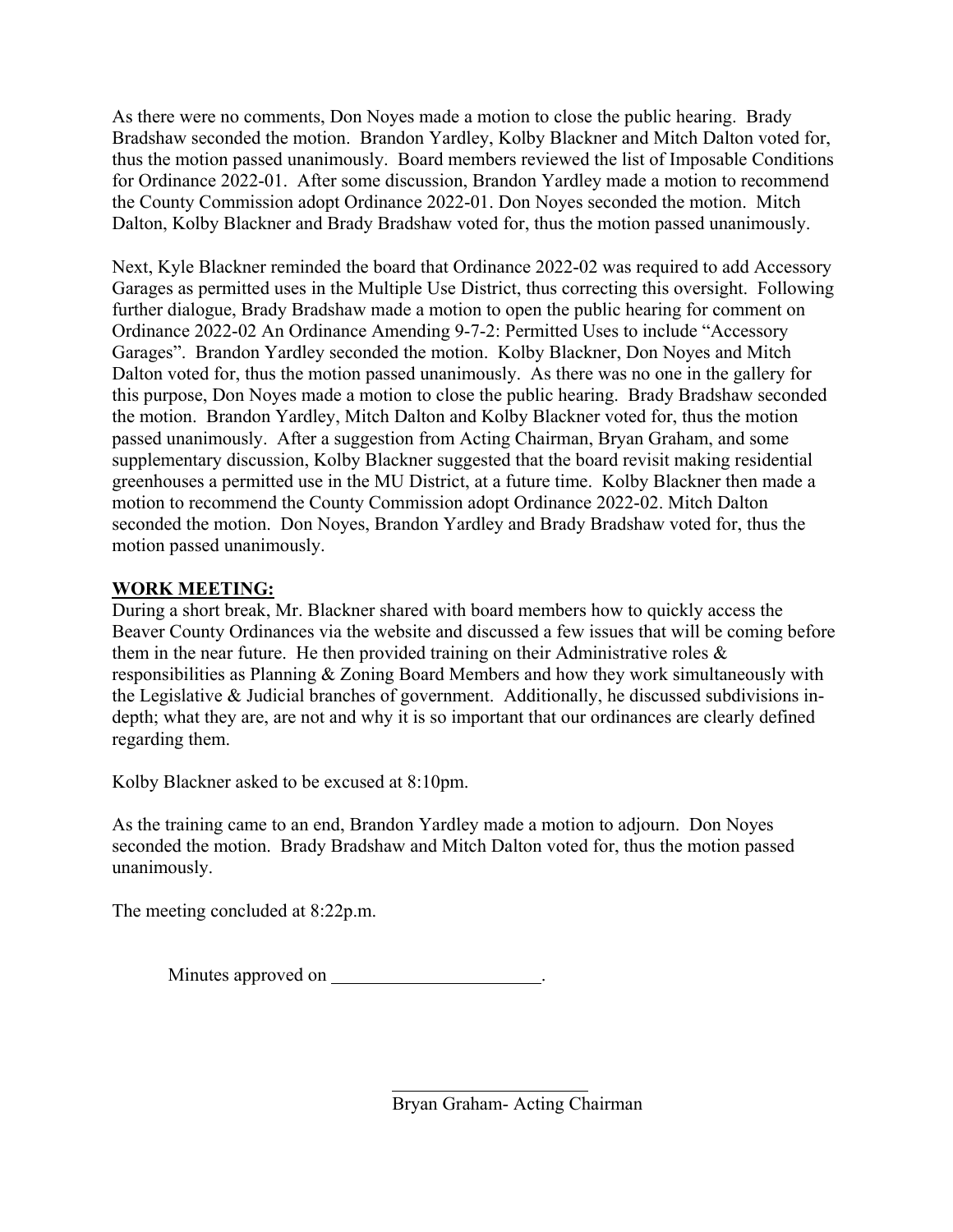As there were no comments, Don Noyes made a motion to close the public hearing. Brady Bradshaw seconded the motion. Brandon Yardley, Kolby Blackner and Mitch Dalton voted for, thus the motion passed unanimously. Board members reviewed the list of Imposable Conditions for Ordinance 2022-01. After some discussion, Brandon Yardley made a motion to recommend the County Commission adopt Ordinance 2022-01. Don Noyes seconded the motion. Mitch Dalton, Kolby Blackner and Brady Bradshaw voted for, thus the motion passed unanimously.

Next, Kyle Blackner reminded the board that Ordinance 2022-02 was required to add Accessory Garages as permitted uses in the Multiple Use District, thus correcting this oversight. Following further dialogue, Brady Bradshaw made a motion to open the public hearing for comment on Ordinance 2022-02 An Ordinance Amending 9-7-2: Permitted Uses to include "Accessory Garages". Brandon Yardley seconded the motion. Kolby Blackner, Don Noyes and Mitch Dalton voted for, thus the motion passed unanimously. As there was no one in the gallery for this purpose, Don Noyes made a motion to close the public hearing. Brady Bradshaw seconded the motion. Brandon Yardley, Mitch Dalton and Kolby Blackner voted for, thus the motion passed unanimously. After a suggestion from Acting Chairman, Bryan Graham, and some supplementary discussion, Kolby Blackner suggested that the board revisit making residential greenhouses a permitted use in the MU District, at a future time. Kolby Blackner then made a motion to recommend the County Commission adopt Ordinance 2022-02. Mitch Dalton seconded the motion. Don Noyes, Brandon Yardley and Brady Bradshaw voted for, thus the motion passed unanimously.

**WORK MEETING:**

During a short break, Mr. Blackner shared with board members how to quickly access the Beaver County Ordinances via the website and discussed a few issues that will be coming before them in the near future. He then provided training on their Administrative roles & responsibilities as Planning & Zoning Board Members and how they work simultaneously with the Legislative & Judicial branches of government. Additionally, he discussed subdivisions in-depth; what they are, are not and why it is so important that our ordinances are clearly defined regarding them.

Kolby Blackner asked to be excused at 8:10pm.

As the training came to an end, Brandon Yardley made a motion to adjourn. Don Noyes seconded the motion. Brady Bradshaw and Mitch Dalton voted for, thus the motion passed unanimously.

The meeting concluded at 8:22p.m.

Minutes approved on \_\_\_\_\_\_\_\_\_\_\_\_\_\_\_\_\_\_\_\_\_\_.

\_\_\_\_\_\_\_\_\_\_\_\_\_\_\_\_\_\_\_\_\_\_

Bryan Graham- Acting Chairman